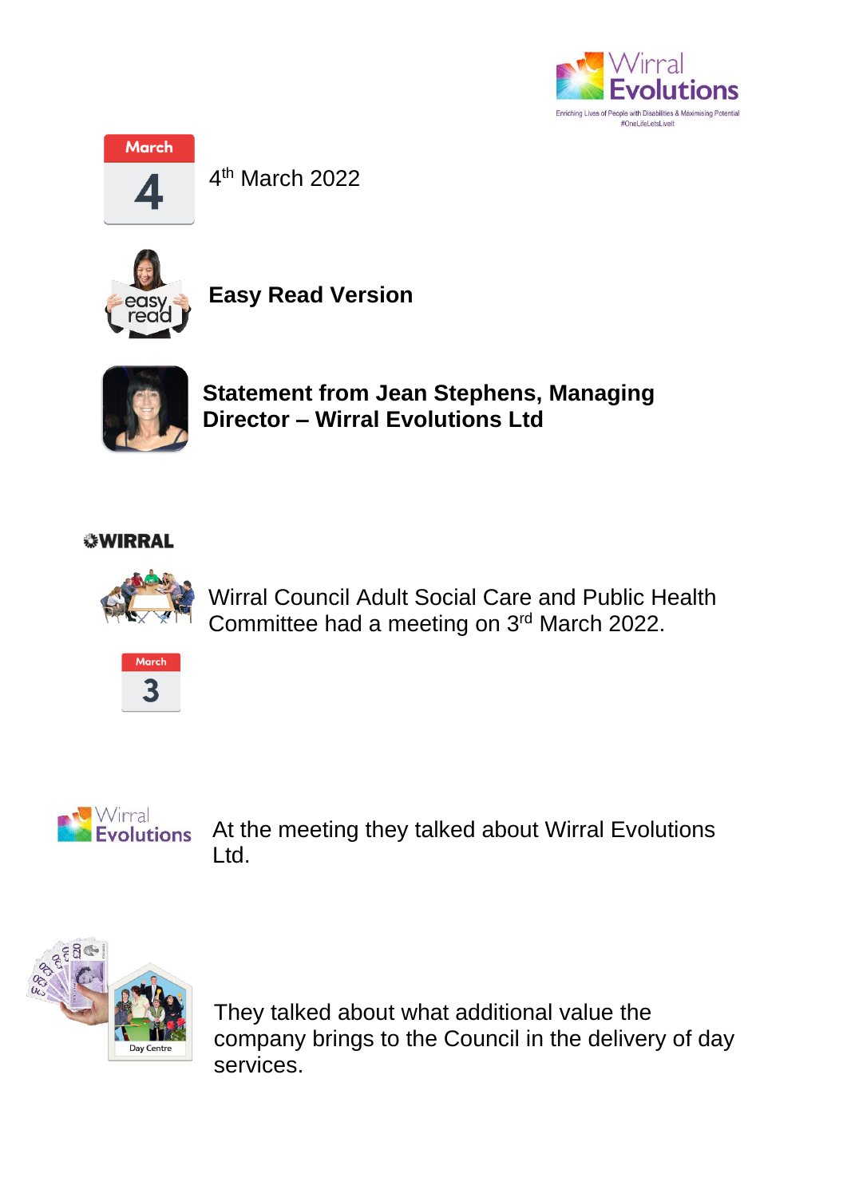4th March 2022

**Easy Read Version**

**Statement from Jean Stephens, Managing Director – Wirral Evolutions Ltd**

Wirral Council Adult Social Care and Public Health Committee had a meeting on 3rd March 2022.

At the meeting they talked about Wirral Evolutions Ltd.

They talked about what additional value the company brings to the Council in the delivery of day services.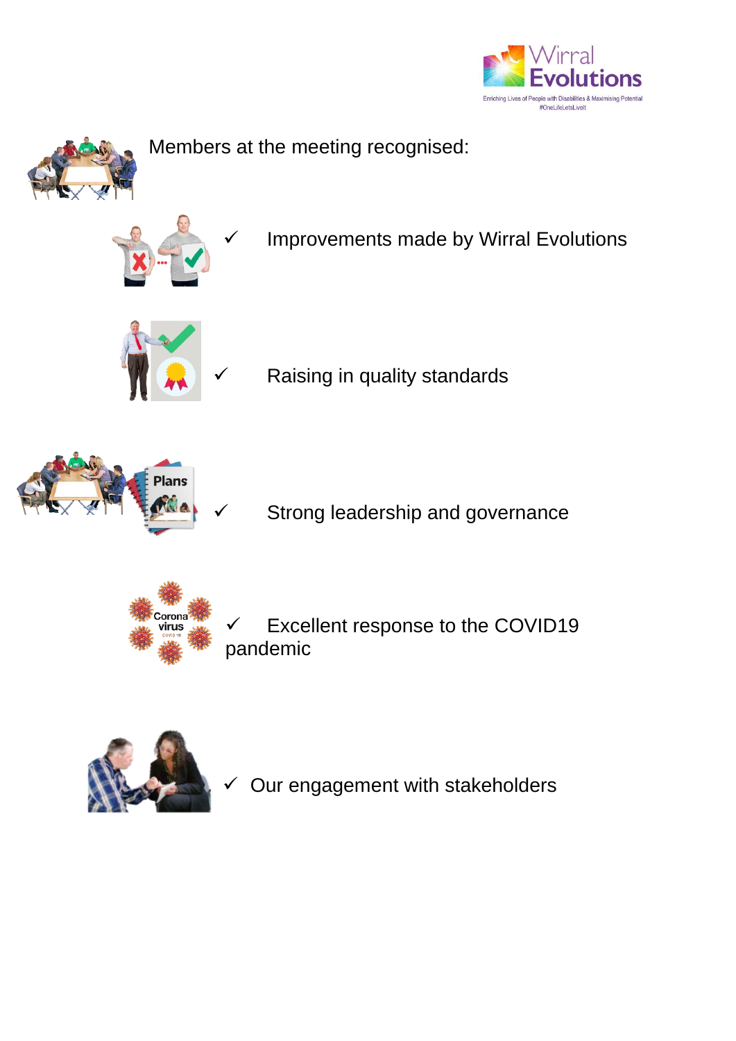Members at the meeting recognised:

- ✓ Improvements made by Wirral Evolutions
- ✓ Raising in quality standards
- ✓ Strong leadership and governance
- ✓ Excellent response to the COVID19 pandemic
- ✓ Our engagement with stakeholders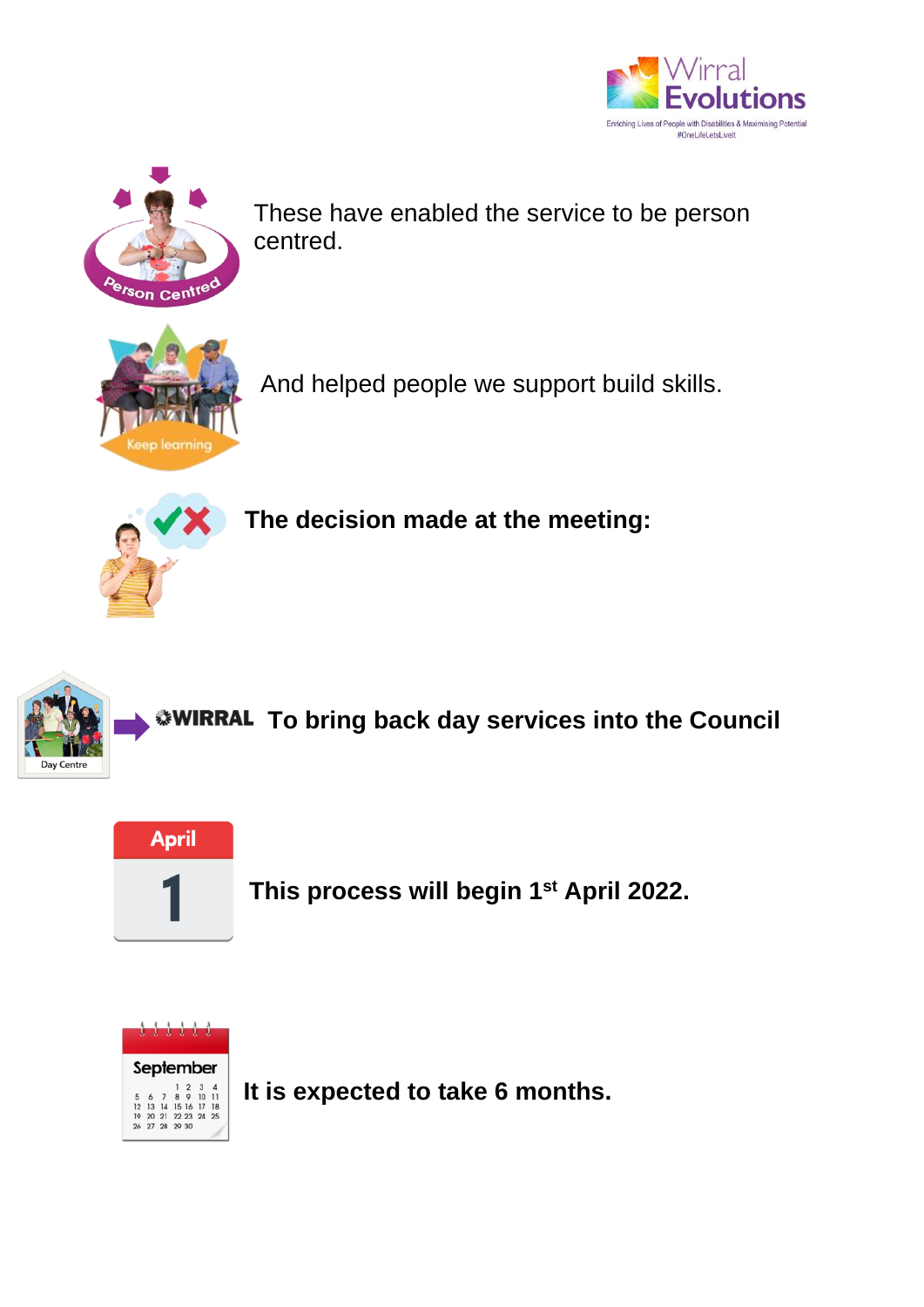These have enabled the service to be person centred.

And helped people we support build skills.

**The decision made at the meeting:**

**To bring back day services into the Council**

**This process will begin 1st April 2022.**

**It is expected to take 6 months.**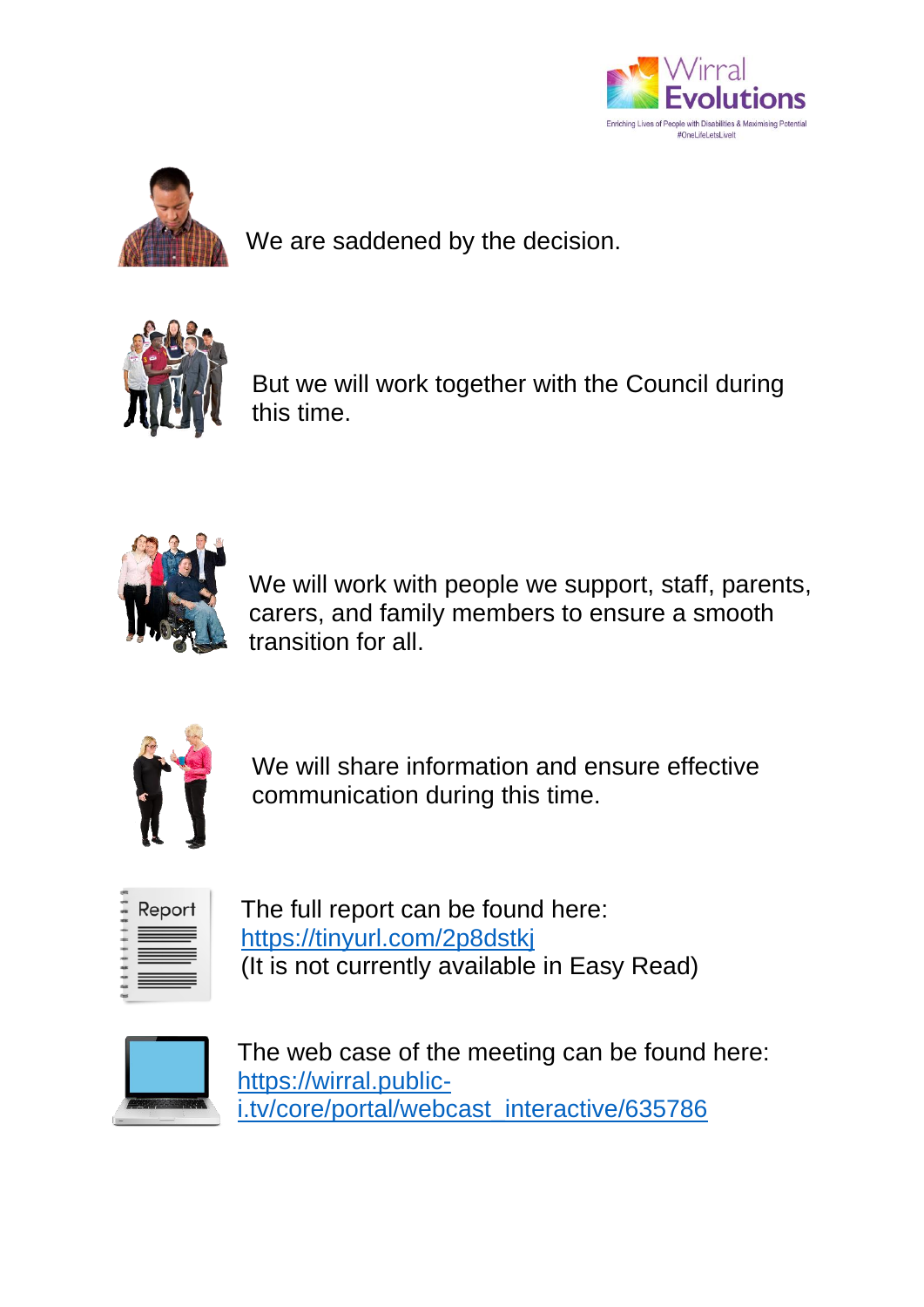We are saddened by the decision.

But we will work together with the Council during this time.

We will work with people we support, staff, parents, carers, and family members to ensure a smooth transition for all.

We will share information and ensure effective communication during this time.

The full report can be found here:
https://tinyurl.com/2p8dstkj
(It is not currently available in Easy Read)

The web case of the meeting can be found here:
https://wirral.public-i.tv/core/portal/webcast_interactive/635786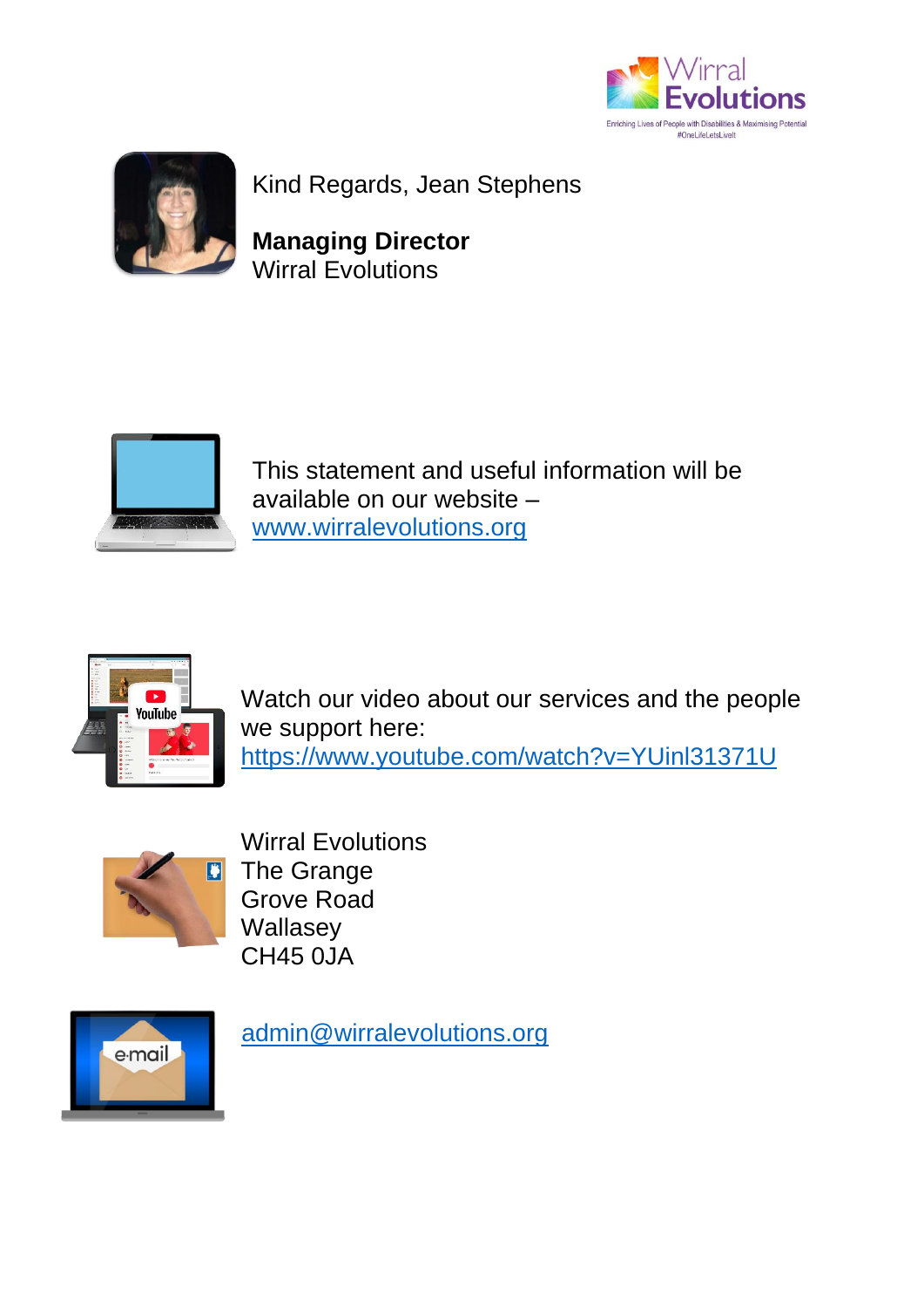Kind Regards, Jean Stephens

**Managing Director**
Wirral Evolutions

This statement and useful information will be available on our website – [www.wirralevolutions.org](http://www.wirralevolutions.org)

Watch our video about our services and the people we support here: [https://www.youtube.com/watch?v=YUinl31371U](https://www.youtube.com/watch?v=YUinl31371U)

Wirral Evolutions
The Grange
Grove Road
Wallasey
CH45 0JA

[admin@wirralevolutions.org](mailto:admin@wirralevolutions.org)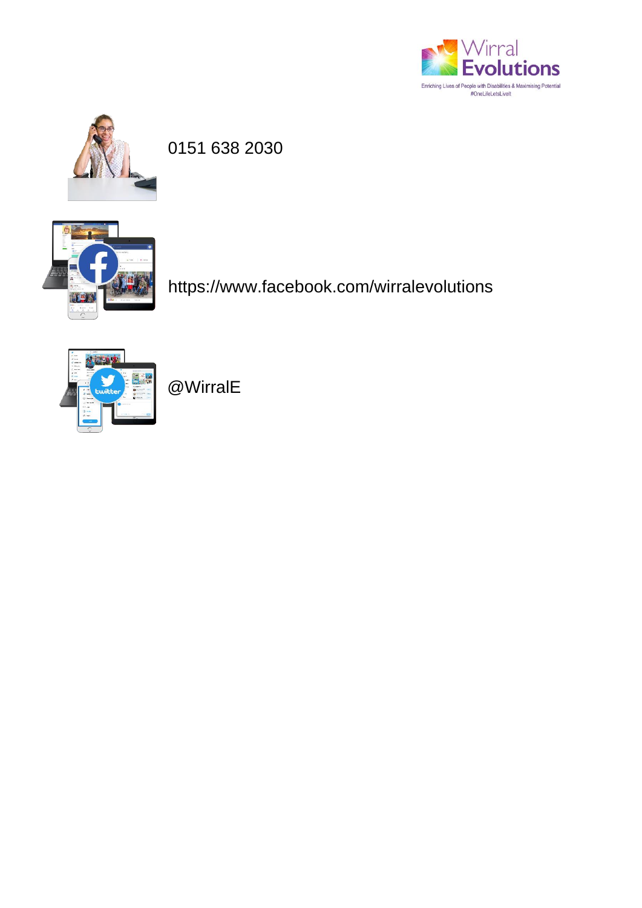Wirral Evolutions

Enriching Lives of People with Disabilities & Maximising Potential
#OneLifeLetsLiveIt

0151 638 2030

https://www.facebook.com/wirralevolutions

@WirralE